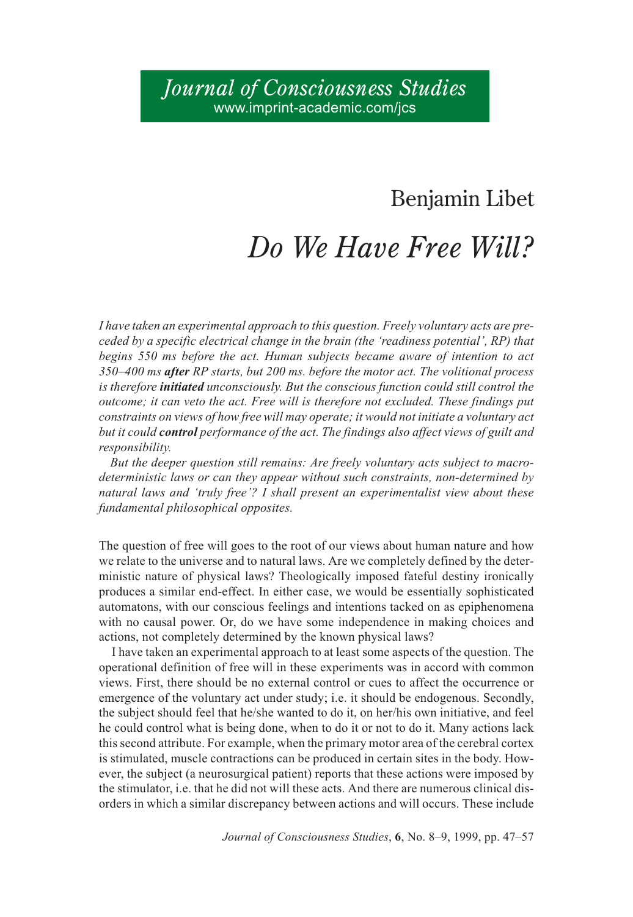*Journal of Consciousness Studies*
www.imprint-academic.com/jcs

Benjamin Libet

# *Do We Have Free Will?*

*I have taken an experimental approach to this question. Freely voluntary acts are preceded by a specific electrical change in the brain (the 'readiness potential', RP) that begins 550 ms before the act. Human subjects became aware of intention to act 350–400 ms* ***after*** *RP starts, but 200 ms. before the motor act. The volitional process is therefore* ***initiated*** *unconsciously. But the conscious function could still control the outcome; it can veto the act. Free will is therefore not excluded. These findings put constraints on views of how free will may operate; it would not initiate a voluntary act but it could* ***control*** *performance of the act. The findings also affect views of guilt and responsibility.*

*But the deeper question still remains: Are freely voluntary acts subject to macro-deterministic laws or can they appear without such constraints, non-determined by natural laws and 'truly free'? I shall present an experimentalist view about these fundamental philosophical opposites.*

The question of free will goes to the root of our views about human nature and how we relate to the universe and to natural laws. Are we completely defined by the deterministic nature of physical laws? Theologically imposed fateful destiny ironically produces a similar end-effect. In either case, we would be essentially sophisticated automatons, with our conscious feelings and intentions tacked on as epiphenomena with no causal power. Or, do we have some independence in making choices and actions, not completely determined by the known physical laws?

I have taken an experimental approach to at least some aspects of the question. The operational definition of free will in these experiments was in accord with common views. First, there should be no external control or cues to affect the occurrence or emergence of the voluntary act under study; i.e. it should be endogenous. Secondly, the subject should feel that he/she wanted to do it, on her/his own initiative, and feel he could control what is being done, when to do it or not to do it. Many actions lack this second attribute. For example, when the primary motor area of the cerebral cortex is stimulated, muscle contractions can be produced in certain sites in the body. However, the subject (a neurosurgical patient) reports that these actions were imposed by the stimulator, i.e. that he did not will these acts. And there are numerous clinical disorders in which a similar discrepancy between actions and will occurs. These include

*Journal of Consciousness Studies*, **6**, No. 8–9, 1999, pp. 47–57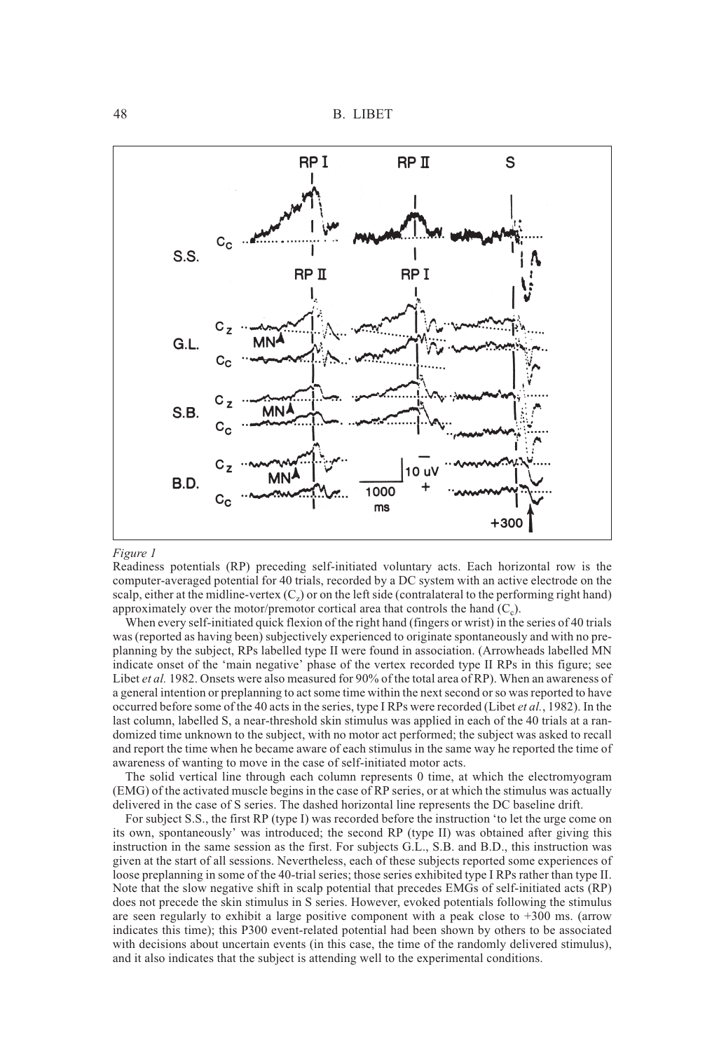*Figure 1*

Readiness potentials (RP) preceding self-initiated voluntary acts. Each horizontal row is the computer-averaged potential for 40 trials, recorded by a DC system with an active electrode on the scalp, either at the midline-vertex ($C_z$) or on the left side (contralateral to the performing right hand) approximately over the motor/premotor cortical area that controls the hand ($C_c$).

When every self-initiated quick flexion of the right hand (fingers or wrist) in the series of 40 trials was (reported as having been) subjectively experienced to originate spontaneously and with no pre-planning by the subject, RPs labelled type II were found in association. (Arrowheads labelled MN indicate onset of the 'main negative' phase of the vertex recorded type II RPs in this figure; see Libet *et al.* 1982. Onsets were also measured for 90% of the total area of RP). When an awareness of a general intention or preplanning to act some time within the next second or so was reported to have occurred before some of the 40 acts in the series, type I RPs were recorded (Libet *et al.*, 1982). In the last column, labelled S, a near-threshold skin stimulus was applied in each of the 40 trials at a randomized time unknown to the subject, with no motor act performed; the subject was asked to recall and report the time when he became aware of each stimulus in the same way he reported the time of awareness of wanting to move in the case of self-initiated motor acts.

The solid vertical line through each column represents 0 time, at which the electromyogram (EMG) of the activated muscle begins in the case of RP series, or at which the stimulus was actually delivered in the case of S series. The dashed horizontal line represents the DC baseline drift.

For subject S.S., the first RP (type I) was recorded before the instruction 'to let the urge come on its own, spontaneously' was introduced; the second RP (type II) was obtained after giving this instruction in the same session as the first. For subjects G.L., S.B. and B.D., this instruction was given at the start of all sessions. Nevertheless, each of these subjects reported some experiences of loose preplanning in some of the 40-trial series; those series exhibited type I RPs rather than type II. Note that the slow negative shift in scalp potential that precedes EMGs of self-initiated acts (RP) does not precede the skin stimulus in S series. However, evoked potentials following the stimulus are seen regularly to exhibit a large positive component with a peak close to +300 ms. (arrow indicates this time); this P300 event-related potential had been shown by others to be associated with decisions about uncertain events (in this case, the time of the randomly delivered stimulus), and it also indicates that the subject is attending well to the experimental conditions.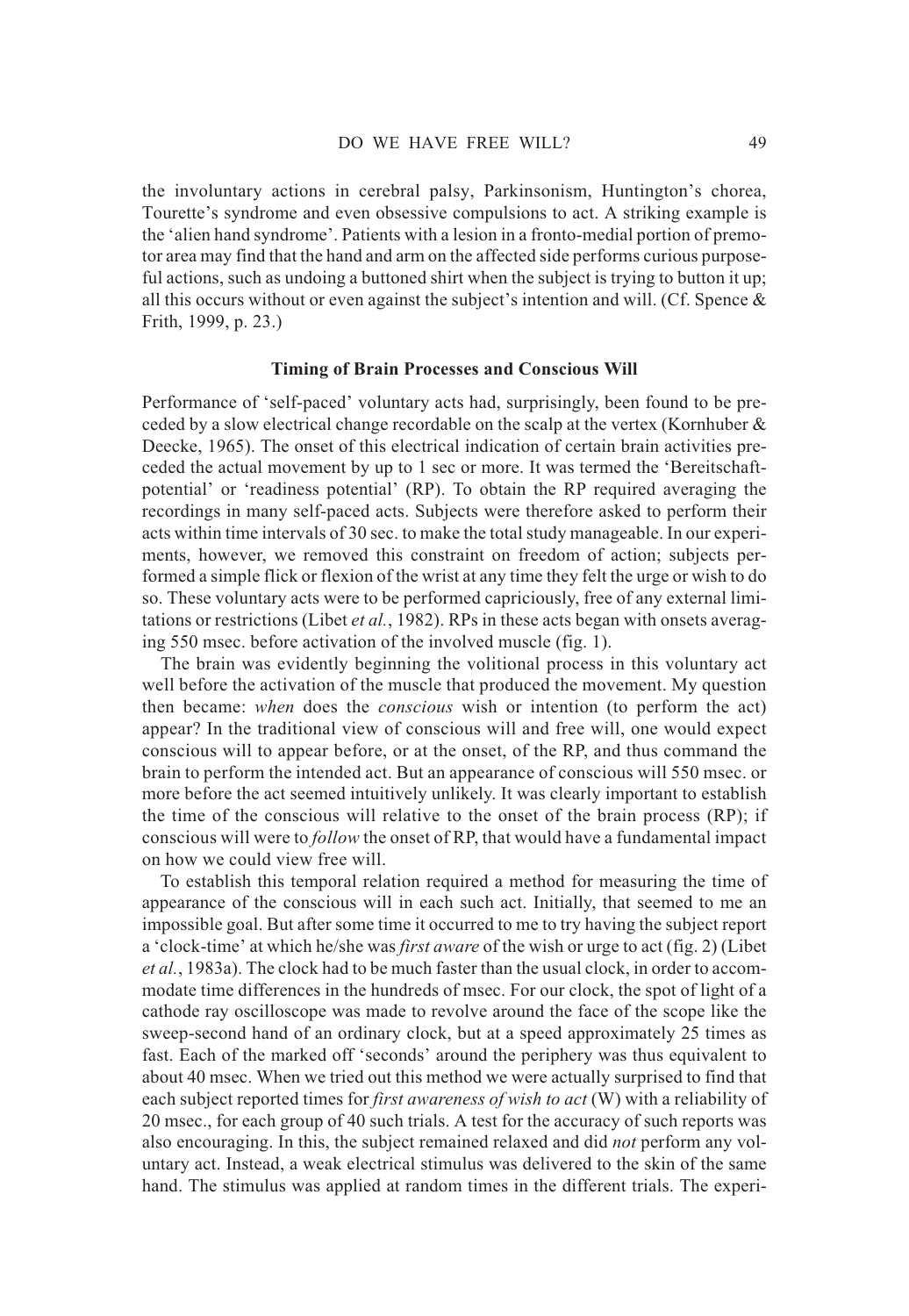the involuntary actions in cerebral palsy, Parkinsonism, Huntington's chorea, Tourette's syndrome and even obsessive compulsions to act. A striking example is the 'alien hand syndrome'. Patients with a lesion in a fronto-medial portion of premotor area may find that the hand and arm on the affected side performs curious purposeful actions, such as undoing a buttoned shirt when the subject is trying to button it up; all this occurs without or even against the subject's intention and will. (Cf. Spence & Frith, 1999, p. 23.)

### Timing of Brain Processes and Conscious Will

Performance of 'self-paced' voluntary acts had, surprisingly, been found to be preceded by a slow electrical change recordable on the scalp at the vertex (Kornhuber & Deecke, 1965). The onset of this electrical indication of certain brain activities preceded the actual movement by up to 1 sec or more. It was termed the 'Bereitschaftpotential' or 'readiness potential' (RP). To obtain the RP required averaging the recordings in many self-paced acts. Subjects were therefore asked to perform their acts within time intervals of 30 sec. to make the total study manageable. In our experiments, however, we removed this constraint on freedom of action; subjects performed a simple flick or flexion of the wrist at any time they felt the urge or wish to do so. These voluntary acts were to be performed capriciously, free of any external limitations or restrictions (Libet *et al.*, 1982). RPs in these acts began with onsets averaging 550 msec. before activation of the involved muscle (fig. 1).

The brain was evidently beginning the volitional process in this voluntary act well before the activation of the muscle that produced the movement. My question then became: *when* does the *conscious* wish or intention (to perform the act) appear? In the traditional view of conscious will and free will, one would expect conscious will to appear before, or at the onset, of the RP, and thus command the brain to perform the intended act. But an appearance of conscious will 550 msec. or more before the act seemed intuitively unlikely. It was clearly important to establish the time of the conscious will relative to the onset of the brain process (RP); if conscious will were to *follow* the onset of RP, that would have a fundamental impact on how we could view free will.

To establish this temporal relation required a method for measuring the time of appearance of the conscious will in each such act. Initially, that seemed to me an impossible goal. But after some time it occurred to me to try having the subject report a 'clock-time' at which he/she was *first aware* of the wish or urge to act (fig. 2) (Libet *et al.*, 1983a). The clock had to be much faster than the usual clock, in order to accommodate time differences in the hundreds of msec. For our clock, the spot of light of a cathode ray oscilloscope was made to revolve around the face of the scope like the sweep-second hand of an ordinary clock, but at a speed approximately 25 times as fast. Each of the marked off 'seconds' around the periphery was thus equivalent to about 40 msec. When we tried out this method we were actually surprised to find that each subject reported times for *first awareness of wish to act* (W) with a reliability of 20 msec., for each group of 40 such trials. A test for the accuracy of such reports was also encouraging. In this, the subject remained relaxed and did *not* perform any voluntary act. Instead, a weak electrical stimulus was delivered to the skin of the same hand. The stimulus was applied at random times in the different trials. The experi-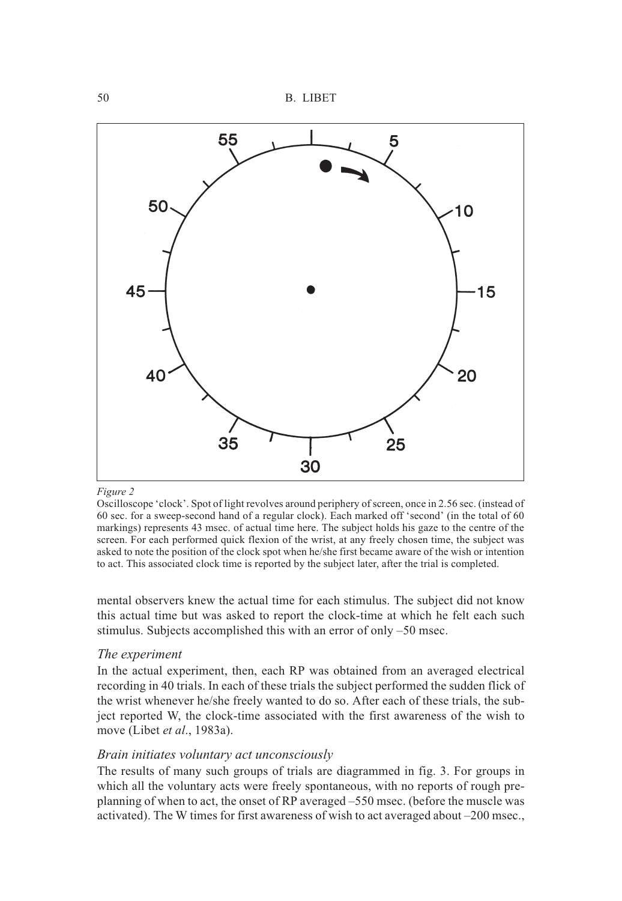*Figure 2*

Oscilloscope 'clock'. Spot of light revolves around periphery of screen, once in 2.56 sec. (instead of 60 sec. for a sweep-second hand of a regular clock). Each marked off 'second' (in the total of 60 markings) represents 43 msec. of actual time here. The subject holds his gaze to the centre of the screen. For each performed quick flexion of the wrist, at any freely chosen time, the subject was asked to note the position of the clock spot when he/she first became aware of the wish or intention to act. This associated clock time is reported by the subject later, after the trial is completed.

mental observers knew the actual time for each stimulus. The subject did not know this actual time but was asked to report the clock-time at which he felt each such stimulus. Subjects accomplished this with an error of only –50 msec.

### *The experiment*

In the actual experiment, then, each RP was obtained from an averaged electrical recording in 40 trials. In each of these trials the subject performed the sudden flick of the wrist whenever he/she freely wanted to do so. After each of these trials, the subject reported W, the clock-time associated with the first awareness of the wish to move (Libet *et al*., 1983a).

### *Brain initiates voluntary act unconsciously*

The results of many such groups of trials are diagrammed in fig. 3. For groups in which all the voluntary acts were freely spontaneous, with no reports of rough pre-planning of when to act, the onset of RP averaged –550 msec. (before the muscle was activated). The W times for first awareness of wish to act averaged about –200 msec.,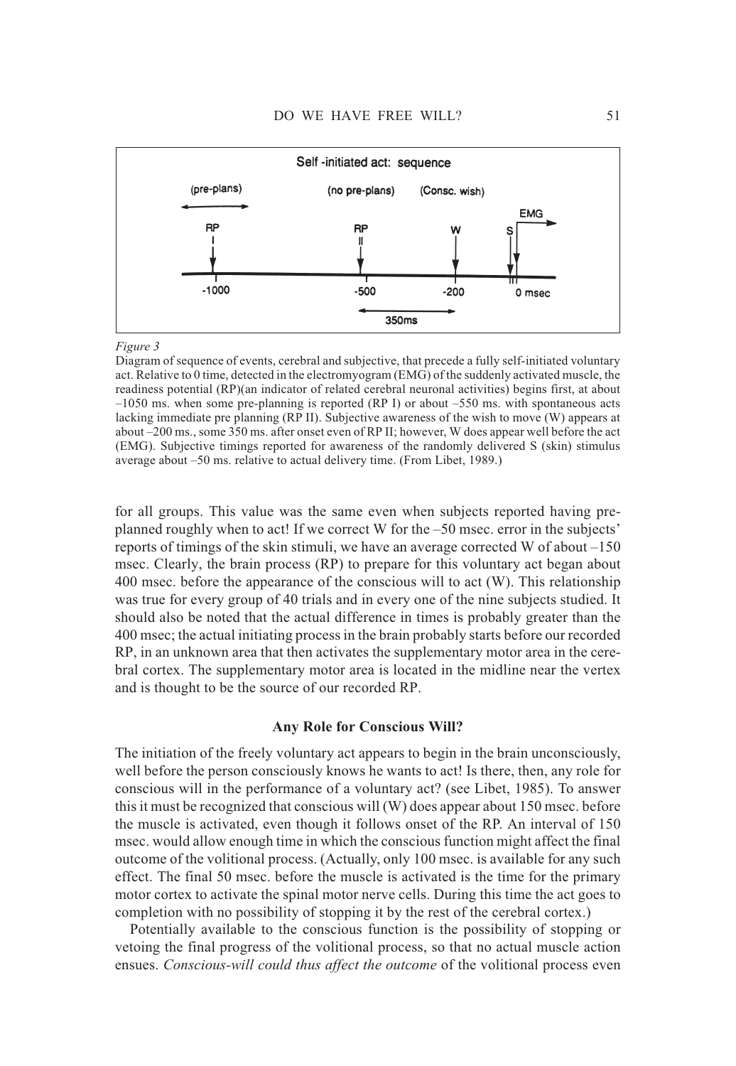*Figure 3*

Diagram of sequence of events, cerebral and subjective, that precede a fully self-initiated voluntary act. Relative to 0 time, detected in the electromyogram (EMG) of the suddenly activated muscle, the readiness potential (RP)(an indicator of related cerebral neuronal activities) begins first, at about –1050 ms. when some pre-planning is reported (RP I) or about –550 ms. with spontaneous acts lacking immediate pre planning (RP II). Subjective awareness of the wish to move (W) appears at about –200 ms., some 350 ms. after onset even of RP II; however, W does appear well before the act (EMG). Subjective timings reported for awareness of the randomly delivered S (skin) stimulus average about –50 ms. relative to actual delivery time. (From Libet, 1989.)

for all groups. This value was the same even when subjects reported having pre-planned roughly when to act! If we correct W for the –50 msec. error in the subjects' reports of timings of the skin stimuli, we have an average corrected W of about –150 msec. Clearly, the brain process (RP) to prepare for this voluntary act began about 400 msec. before the appearance of the conscious will to act (W). This relationship was true for every group of 40 trials and in every one of the nine subjects studied. It should also be noted that the actual difference in times is probably greater than the 400 msec; the actual initiating process in the brain probably starts before our recorded RP, in an unknown area that then activates the supplementary motor area in the cerebral cortex. The supplementary motor area is located in the midline near the vertex and is thought to be the source of our recorded RP.

### Any Role for Conscious Will?

The initiation of the freely voluntary act appears to begin in the brain unconsciously, well before the person consciously knows he wants to act! Is there, then, any role for conscious will in the performance of a voluntary act? (see Libet, 1985). To answer this it must be recognized that conscious will (W) does appear about 150 msec. before the muscle is activated, even though it follows onset of the RP. An interval of 150 msec. would allow enough time in which the conscious function might affect the final outcome of the volitional process. (Actually, only 100 msec. is available for any such effect. The final 50 msec. before the muscle is activated is the time for the primary motor cortex to activate the spinal motor nerve cells. During this time the act goes to completion with no possibility of stopping it by the rest of the cerebral cortex.)

Potentially available to the conscious function is the possibility of stopping or vetoing the final progress of the volitional process, so that no actual muscle action ensues. *Conscious-will could thus affect the outcome* of the volitional process even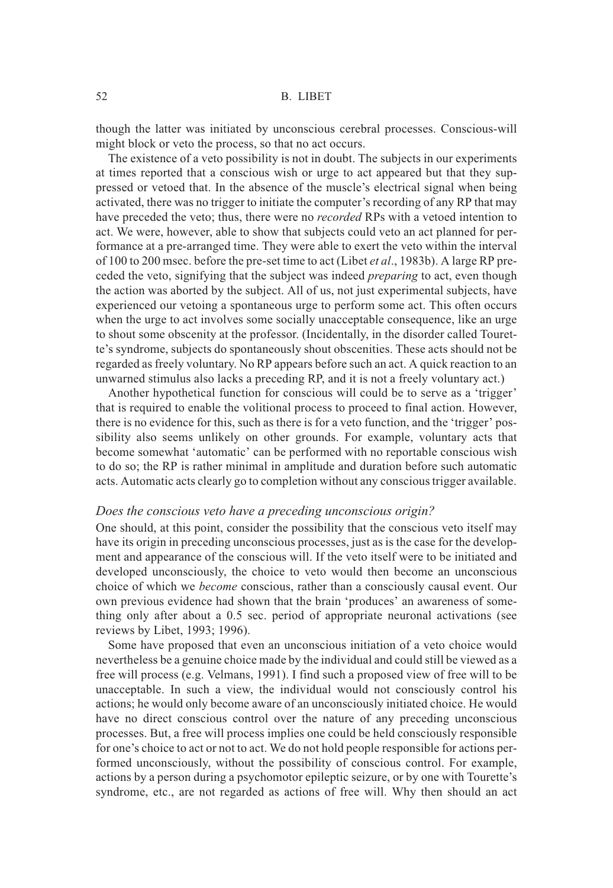though the latter was initiated by unconscious cerebral processes. Conscious-will might block or veto the process, so that no act occurs.

The existence of a veto possibility is not in doubt. The subjects in our experiments at times reported that a conscious wish or urge to act appeared but that they suppressed or vetoed that. In the absence of the muscle's electrical signal when being activated, there was no trigger to initiate the computer's recording of any RP that may have preceded the veto; thus, there were no *recorded* RPs with a vetoed intention to act. We were, however, able to show that subjects could veto an act planned for performance at a pre-arranged time. They were able to exert the veto within the interval of 100 to 200 msec. before the pre-set time to act (Libet *et al*., 1983b). A large RP preceded the veto, signifying that the subject was indeed *preparing* to act, even though the action was aborted by the subject. All of us, not just experimental subjects, have experienced our vetoing a spontaneous urge to perform some act. This often occurs when the urge to act involves some socially unacceptable consequence, like an urge to shout some obscenity at the professor. (Incidentally, in the disorder called Tourette's syndrome, subjects do spontaneously shout obscenities. These acts should not be regarded as freely voluntary. No RP appears before such an act. A quick reaction to an unwarned stimulus also lacks a preceding RP, and it is not a freely voluntary act.)

Another hypothetical function for conscious will could be to serve as a 'trigger' that is required to enable the volitional process to proceed to final action. However, there is no evidence for this, such as there is for a veto function, and the 'trigger' possibility also seems unlikely on other grounds. For example, voluntary acts that become somewhat 'automatic' can be performed with no reportable conscious wish to do so; the RP is rather minimal in amplitude and duration before such automatic acts. Automatic acts clearly go to completion without any conscious trigger available.

### *Does the conscious veto have a preceding unconscious origin?*

One should, at this point, consider the possibility that the conscious veto itself may have its origin in preceding unconscious processes, just as is the case for the development and appearance of the conscious will. If the veto itself were to be initiated and developed unconsciously, the choice to veto would then become an unconscious choice of which we *become* conscious, rather than a consciously causal event. Our own previous evidence had shown that the brain 'produces' an awareness of something only after about a 0.5 sec. period of appropriate neuronal activations (see reviews by Libet, 1993; 1996).

Some have proposed that even an unconscious initiation of a veto choice would nevertheless be a genuine choice made by the individual and could still be viewed as a free will process (e.g. Velmans, 1991). I find such a proposed view of free will to be unacceptable. In such a view, the individual would not consciously control his actions; he would only become aware of an unconsciously initiated choice. He would have no direct conscious control over the nature of any preceding unconscious processes. But, a free will process implies one could be held consciously responsible for one's choice to act or not to act. We do not hold people responsible for actions performed unconsciously, without the possibility of conscious control. For example, actions by a person during a psychomotor epileptic seizure, or by one with Tourette's syndrome, etc., are not regarded as actions of free will. Why then should an act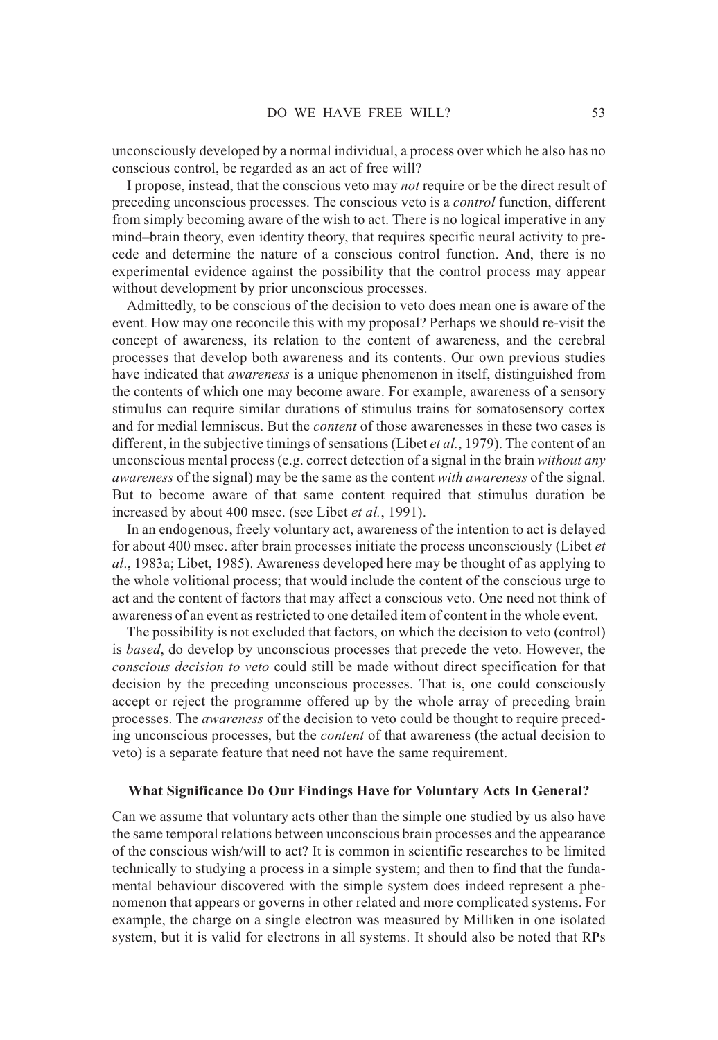unconsciously developed by a normal individual, a process over which he also has no conscious control, be regarded as an act of free will?

I propose, instead, that the conscious veto may *not* require or be the direct result of preceding unconscious processes. The conscious veto is a *control* function, different from simply becoming aware of the wish to act. There is no logical imperative in any mind–brain theory, even identity theory, that requires specific neural activity to precede and determine the nature of a conscious control function. And, there is no experimental evidence against the possibility that the control process may appear without development by prior unconscious processes.

Admittedly, to be conscious of the decision to veto does mean one is aware of the event. How may one reconcile this with my proposal? Perhaps we should re-visit the concept of awareness, its relation to the content of awareness, and the cerebral processes that develop both awareness and its contents. Our own previous studies have indicated that *awareness* is a unique phenomenon in itself, distinguished from the contents of which one may become aware. For example, awareness of a sensory stimulus can require similar durations of stimulus trains for somatosensory cortex and for medial lemniscus. But the *content* of those awarenesses in these two cases is different, in the subjective timings of sensations (Libet *et al.*, 1979). The content of an unconscious mental process (e.g. correct detection of a signal in the brain *without any awareness* of the signal) may be the same as the content *with awareness* of the signal. But to become aware of that same content required that stimulus duration be increased by about 400 msec. (see Libet *et al.*, 1991).

In an endogenous, freely voluntary act, awareness of the intention to act is delayed for about 400 msec. after brain processes initiate the process unconsciously (Libet *et al*., 1983a; Libet, 1985). Awareness developed here may be thought of as applying to the whole volitional process; that would include the content of the conscious urge to act and the content of factors that may affect a conscious veto. One need not think of awareness of an event as restricted to one detailed item of content in the whole event.

The possibility is not excluded that factors, on which the decision to veto (control) is *based*, do develop by unconscious processes that precede the veto. However, the *conscious decision to veto* could still be made without direct specification for that decision by the preceding unconscious processes. That is, one could consciously accept or reject the programme offered up by the whole array of preceding brain processes. The *awareness* of the decision to veto could be thought to require preceding unconscious processes, but the *content* of that awareness (the actual decision to veto) is a separate feature that need not have the same requirement.

### What Significance Do Our Findings Have for Voluntary Acts In General?

Can we assume that voluntary acts other than the simple one studied by us also have the same temporal relations between unconscious brain processes and the appearance of the conscious wish/will to act? It is common in scientific researches to be limited technically to studying a process in a simple system; and then to find that the fundamental behaviour discovered with the simple system does indeed represent a phenomenon that appears or governs in other related and more complicated systems. For example, the charge on a single electron was measured by Milliken in one isolated system, but it is valid for electrons in all systems. It should also be noted that RPs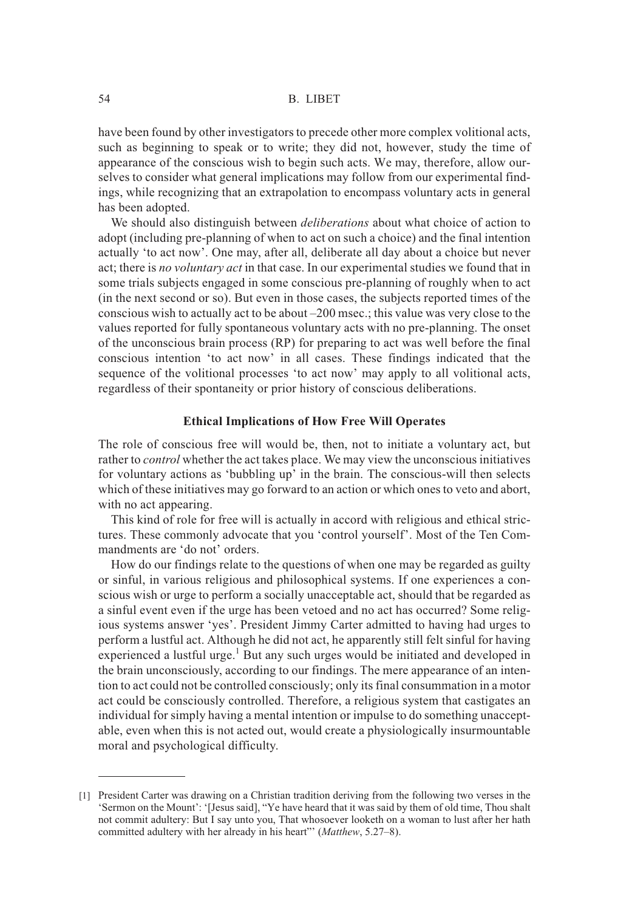have been found by other investigators to precede other more complex volitional acts, such as beginning to speak or to write; they did not, however, study the time of appearance of the conscious wish to begin such acts. We may, therefore, allow ourselves to consider what general implications may follow from our experimental findings, while recognizing that an extrapolation to encompass voluntary acts in general has been adopted.

We should also distinguish between *deliberations* about what choice of action to adopt (including pre-planning of when to act on such a choice) and the final intention actually 'to act now'. One may, after all, deliberate all day about a choice but never act; there is *no voluntary act* in that case. In our experimental studies we found that in some trials subjects engaged in some conscious pre-planning of roughly when to act (in the next second or so). But even in those cases, the subjects reported times of the conscious wish to actually act to be about –200 msec.; this value was very close to the values reported for fully spontaneous voluntary acts with no pre-planning. The onset of the unconscious brain process (RP) for preparing to act was well before the final conscious intention 'to act now' in all cases. These findings indicated that the sequence of the volitional processes 'to act now' may apply to all volitional acts, regardless of their spontaneity or prior history of conscious deliberations.

## Ethical Implications of How Free Will Operates

The role of conscious free will would be, then, not to initiate a voluntary act, but rather to *control* whether the act takes place. We may view the unconscious initiatives for voluntary actions as 'bubbling up' in the brain. The conscious-will then selects which of these initiatives may go forward to an action or which ones to veto and abort, with no act appearing.

This kind of role for free will is actually in accord with religious and ethical strictures. These commonly advocate that you 'control yourself'. Most of the Ten Commandments are 'do not' orders.

How do our findings relate to the questions of when one may be regarded as guilty or sinful, in various religious and philosophical systems. If one experiences a conscious wish or urge to perform a socially unacceptable act, should that be regarded as a sinful event even if the urge has been vetoed and no act has occurred? Some religious systems answer 'yes'. President Jimmy Carter admitted to having had urges to perform a lustful act. Although he did not act, he apparently still felt sinful for having experienced a lustful urge.[1] But any such urges would be initiated and developed in the brain unconsciously, according to our findings. The mere appearance of an intention to act could not be controlled consciously; only its final consummation in a motor act could be consciously controlled. Therefore, a religious system that castigates an individual for simply having a mental intention or impulse to do something unacceptable, even when this is not acted out, would create a physiologically insurmountable moral and psychological difficulty.

---

[1] President Carter was drawing on a Christian tradition deriving from the following two verses in the 'Sermon on the Mount': '[Jesus said], "Ye have heard that it was said by them of old time, Thou shalt not commit adultery: But I say unto you, That whosoever looketh on a woman to lust after her hath committed adultery with her already in his heart"' (*Matthew*, 5.27–8).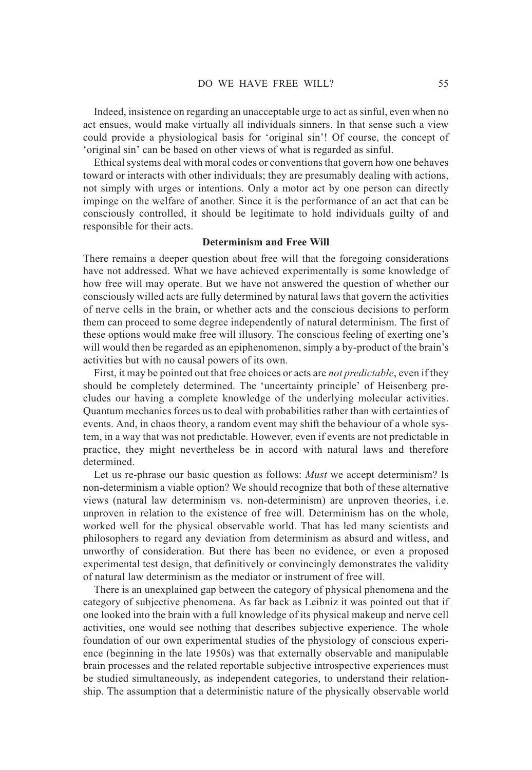Indeed, insistence on regarding an unacceptable urge to act as sinful, even when no act ensues, would make virtually all individuals sinners. In that sense such a view could provide a physiological basis for 'original sin'! Of course, the concept of 'original sin' can be based on other views of what is regarded as sinful.

Ethical systems deal with moral codes or conventions that govern how one behaves toward or interacts with other individuals; they are presumably dealing with actions, not simply with urges or intentions. Only a motor act by one person can directly impinge on the welfare of another. Since it is the performance of an act that can be consciously controlled, it should be legitimate to hold individuals guilty of and responsible for their acts.

## Determinism and Free Will

There remains a deeper question about free will that the foregoing considerations have not addressed. What we have achieved experimentally is some knowledge of how free will may operate. But we have not answered the question of whether our consciously willed acts are fully determined by natural laws that govern the activities of nerve cells in the brain, or whether acts and the conscious decisions to perform them can proceed to some degree independently of natural determinism. The first of these options would make free will illusory. The conscious feeling of exerting one's will would then be regarded as an epiphenomenon, simply a by-product of the brain's activities but with no causal powers of its own.

First, it may be pointed out that free choices or acts are *not predictable*, even if they should be completely determined. The 'uncertainty principle' of Heisenberg precludes our having a complete knowledge of the underlying molecular activities. Quantum mechanics forces us to deal with probabilities rather than with certainties of events. And, in chaos theory, a random event may shift the behaviour of a whole system, in a way that was not predictable. However, even if events are not predictable in practice, they might nevertheless be in accord with natural laws and therefore determined.

Let us re-phrase our basic question as follows: *Must* we accept determinism? Is non-determinism a viable option? We should recognize that both of these alternative views (natural law determinism vs. non-determinism) are unproven theories, i.e. unproven in relation to the existence of free will. Determinism has on the whole, worked well for the physical observable world. That has led many scientists and philosophers to regard any deviation from determinism as absurd and witless, and unworthy of consideration. But there has been no evidence, or even a proposed experimental test design, that definitively or convincingly demonstrates the validity of natural law determinism as the mediator or instrument of free will.

There is an unexplained gap between the category of physical phenomena and the category of subjective phenomena. As far back as Leibniz it was pointed out that if one looked into the brain with a full knowledge of its physical makeup and nerve cell activities, one would see nothing that describes subjective experience. The whole foundation of our own experimental studies of the physiology of conscious experience (beginning in the late 1950s) was that externally observable and manipulable brain processes and the related reportable subjective introspective experiences must be studied simultaneously, as independent categories, to understand their relationship. The assumption that a deterministic nature of the physically observable world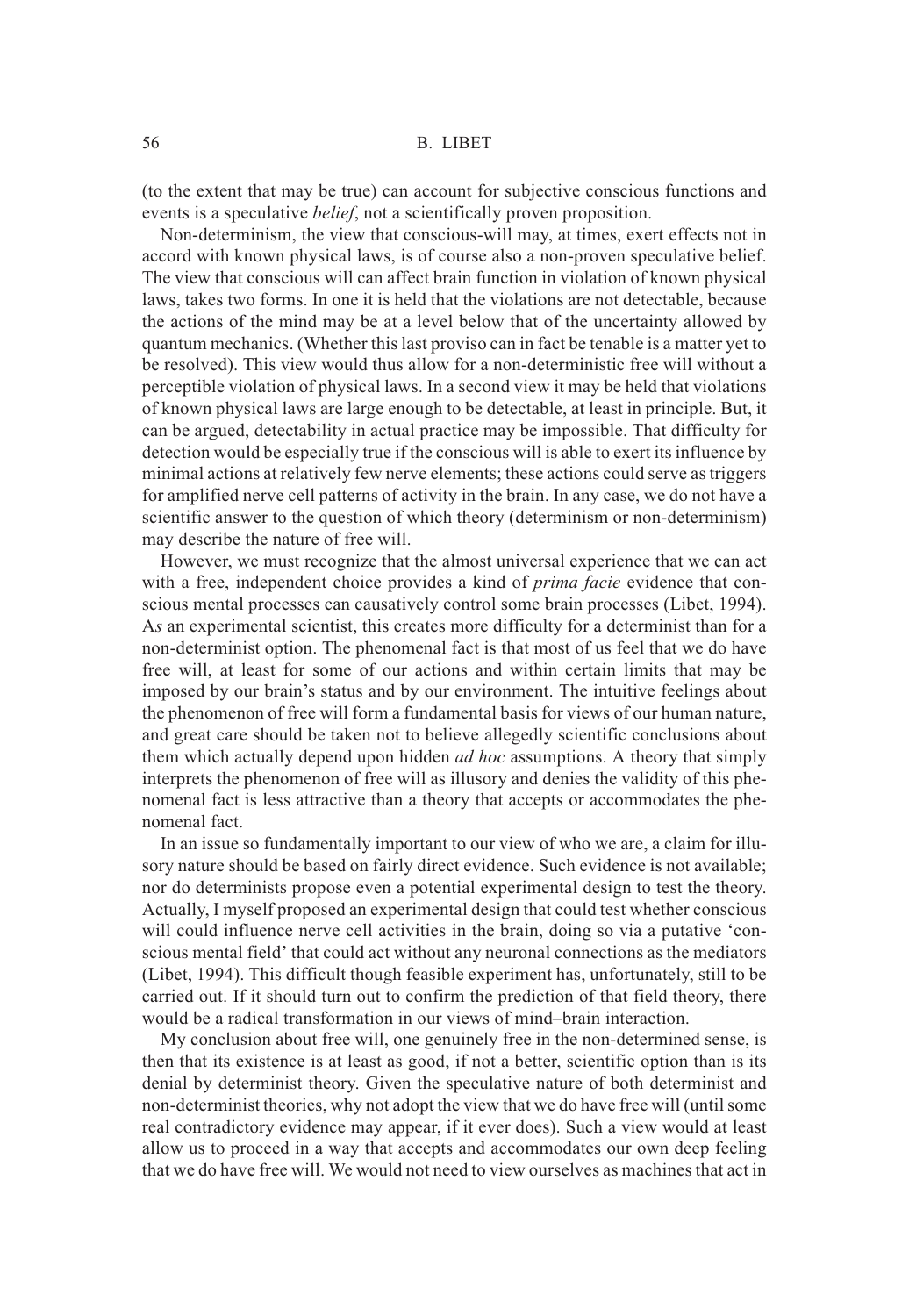(to the extent that may be true) can account for subjective conscious functions and events is a speculative *belief*, not a scientifically proven proposition.

Non-determinism, the view that conscious-will may, at times, exert effects not in accord with known physical laws, is of course also a non-proven speculative belief. The view that conscious will can affect brain function in violation of known physical laws, takes two forms. In one it is held that the violations are not detectable, because the actions of the mind may be at a level below that of the uncertainty allowed by quantum mechanics. (Whether this last proviso can in fact be tenable is a matter yet to be resolved). This view would thus allow for a non-deterministic free will without a perceptible violation of physical laws. In a second view it may be held that violations of known physical laws are large enough to be detectable, at least in principle. But, it can be argued, detectability in actual practice may be impossible. That difficulty for detection would be especially true if the conscious will is able to exert its influence by minimal actions at relatively few nerve elements; these actions could serve as triggers for amplified nerve cell patterns of activity in the brain. In any case, we do not have a scientific answer to the question of which theory (determinism or non-determinism) may describe the nature of free will.

However, we must recognize that the almost universal experience that we can act with a free, independent choice provides a kind of *prima facie* evidence that conscious mental processes can causatively control some brain processes (Libet, 1994). A*s* an experimental scientist, this creates more difficulty for a determinist than for a non-determinist option. The phenomenal fact is that most of us feel that we do have free will, at least for some of our actions and within certain limits that may be imposed by our brain's status and by our environment. The intuitive feelings about the phenomenon of free will form a fundamental basis for views of our human nature, and great care should be taken not to believe allegedly scientific conclusions about them which actually depend upon hidden *ad hoc* assumptions. A theory that simply interprets the phenomenon of free will as illusory and denies the validity of this phenomenal fact is less attractive than a theory that accepts or accommodates the phenomenal fact.

In an issue so fundamentally important to our view of who we are, a claim for illusory nature should be based on fairly direct evidence. Such evidence is not available; nor do determinists propose even a potential experimental design to test the theory. Actually, I myself proposed an experimental design that could test whether conscious will could influence nerve cell activities in the brain, doing so via a putative 'conscious mental field' that could act without any neuronal connections as the mediators (Libet, 1994). This difficult though feasible experiment has, unfortunately, still to be carried out. If it should turn out to confirm the prediction of that field theory, there would be a radical transformation in our views of mind–brain interaction.

My conclusion about free will, one genuinely free in the non-determined sense, is then that its existence is at least as good, if not a better, scientific option than is its denial by determinist theory. Given the speculative nature of both determinist and non-determinist theories, why not adopt the view that we do have free will (until some real contradictory evidence may appear, if it ever does). Such a view would at least allow us to proceed in a way that accepts and accommodates our own deep feeling that we do have free will. We would not need to view ourselves as machines that act in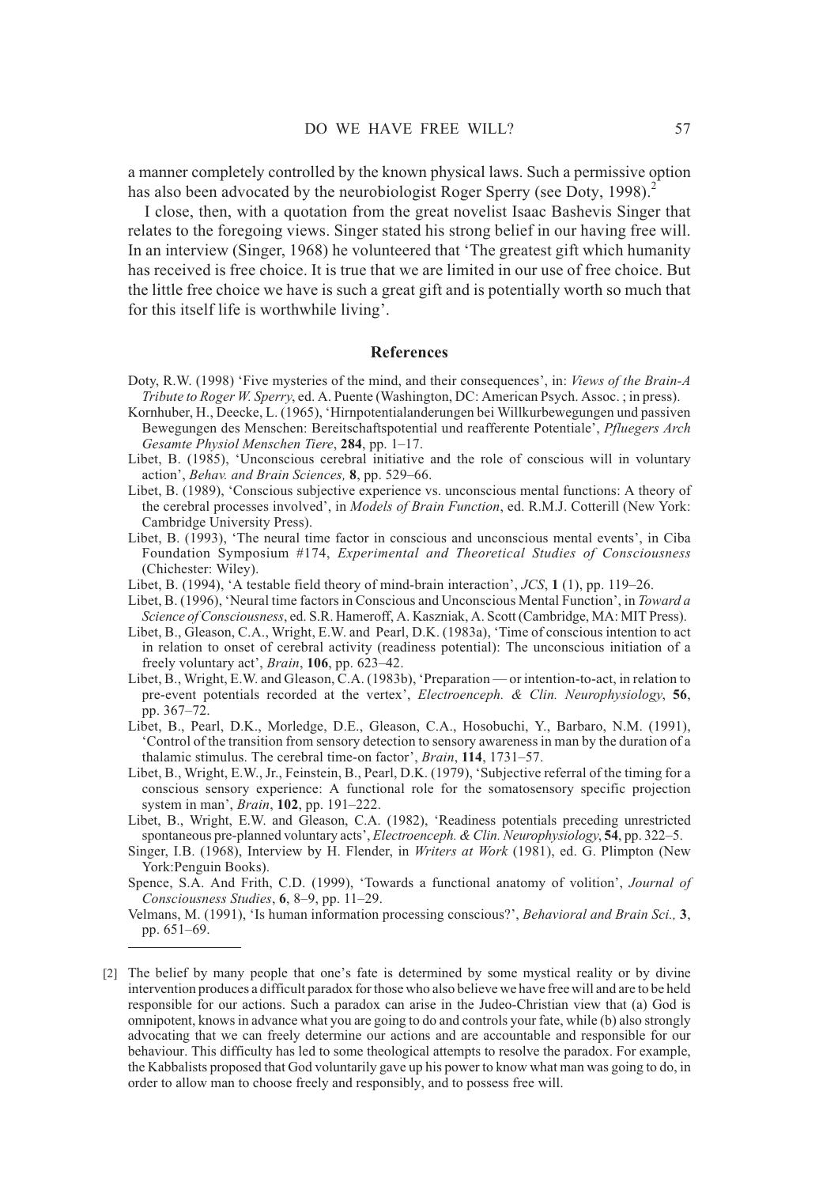a manner completely controlled by the known physical laws. Such a permissive option has also been advocated by the neurobiologist Roger Sperry (see Doty, 1998).[2]

I close, then, with a quotation from the great novelist Isaac Bashevis Singer that relates to the foregoing views. Singer stated his strong belief in our having free will. In an interview (Singer, 1968) he volunteered that 'The greatest gift which humanity has received is free choice. It is true that we are limited in our use of free choice. But the little free choice we have is such a great gift and is potentially worth so much that for this itself life is worthwhile living'.

## References

Doty, R.W. (1998) 'Five mysteries of the mind, and their consequences', in: *Views of the Brain-A Tribute to Roger W. Sperry*, ed. A. Puente (Washington, DC: American Psych. Assoc. ; in press).

Kornhuber, H., Deecke, L. (1965), 'Hirnpotentialanderungen bei Willkurbewegungen und passiven Bewegungen des Menschen: Bereitschaftspotential und reafferente Potentiale', *Pfluegers Arch Gesamte Physiol Menschen Tiere*, **284**, pp. 1–17.

Libet, B. (1985), 'Unconscious cerebral initiative and the role of conscious will in voluntary action', *Behav. and Brain Sciences,* **8**, pp. 529–66.

Libet, B. (1989), 'Conscious subjective experience vs. unconscious mental functions: A theory of the cerebral processes involved', in *Models of Brain Function*, ed. R.M.J. Cotterill (New York: Cambridge University Press).

Libet, B. (1993), 'The neural time factor in conscious and unconscious mental events', in Ciba Foundation Symposium #174, *Experimental and Theoretical Studies of Consciousness* (Chichester: Wiley).

Libet, B. (1994), 'A testable field theory of mind-brain interaction', *JCS*, **1** (1), pp. 119–26.

Libet, B. (1996), 'Neural time factors in Conscious and Unconscious Mental Function', in *Toward a Science of Consciousness*, ed. S.R. Hameroff, A. Kaszniak, A. Scott (Cambridge, MA: MIT Press).

Libet, B., Gleason, C.A., Wright, E.W. and Pearl, D.K. (1983a), 'Time of conscious intention to act in relation to onset of cerebral activity (readiness potential): The unconscious initiation of a freely voluntary act', *Brain*, **106**, pp. 623–42.

Libet, B., Wright, E.W. and Gleason, C.A. (1983b), 'Preparation — or intention-to-act, in relation to pre-event potentials recorded at the vertex', *Electroenceph. & Clin. Neurophysiology*, **56**, pp. 367–72.

Libet, B., Pearl, D.K., Morledge, D.E., Gleason, C.A., Hosobuchi, Y., Barbaro, N.M. (1991), 'Control of the transition from sensory detection to sensory awareness in man by the duration of a thalamic stimulus. The cerebral time-on factor', *Brain*, **114**, 1731–57.

Libet, B., Wright, E.W., Jr., Feinstein, B., Pearl, D.K. (1979), 'Subjective referral of the timing for a conscious sensory experience: A functional role for the somatosensory specific projection system in man', *Brain*, **102**, pp. 191–222.

Libet, B., Wright, E.W. and Gleason, C.A. (1982), 'Readiness potentials preceding unrestricted spontaneous pre-planned voluntary acts', *Electroenceph. & Clin. Neurophysiology*, **54**, pp. 322–5.

Singer, I.B. (1968), Interview by H. Flender, in *Writers at Work* (1981), ed. G. Plimpton (New York:Penguin Books).

Spence, S.A. And Frith, C.D. (1999), 'Towards a functional anatomy of volition', *Journal of Consciousness Studies*, **6**, 8–9, pp. 11–29.

Velmans, M. (1991), 'Is human information processing conscious?', *Behavioral and Brain Sci.,* **3**, pp. 651–69.

---

[2] The belief by many people that one's fate is determined by some mystical reality or by divine intervention produces a difficult paradox for those who also believe we have free will and are to be held responsible for our actions. Such a paradox can arise in the Judeo-Christian view that (a) God is omnipotent, knows in advance what you are going to do and controls your fate, while (b) also strongly advocating that we can freely determine our actions and are accountable and responsible for our behaviour. This difficulty has led to some theological attempts to resolve the paradox. For example, the Kabbalists proposed that God voluntarily gave up his power to know what man was going to do, in order to allow man to choose freely and responsibly, and to possess free will.